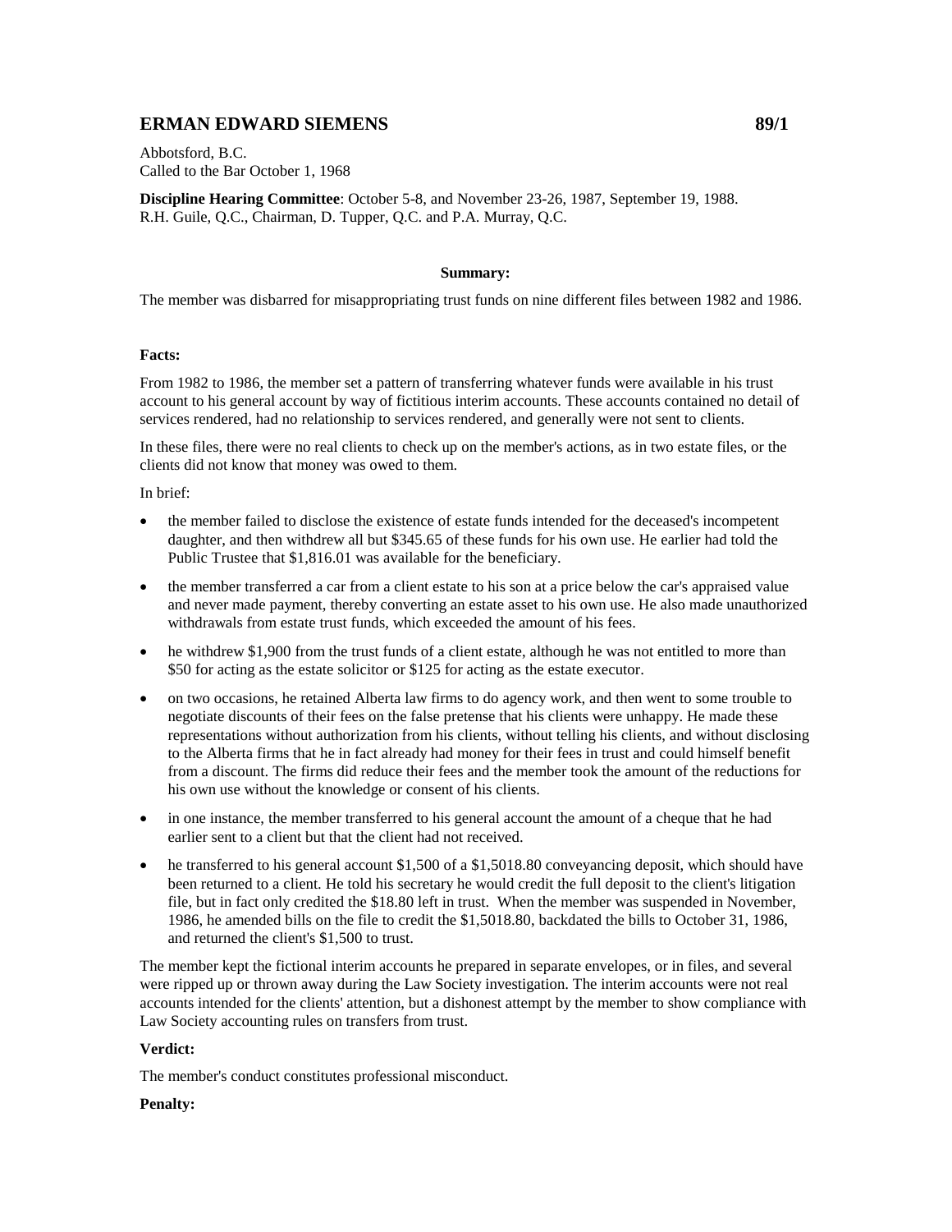## ERMAN EDWARD SIEMENS 89/1

Abbotsford, B.C.
Called to the Bar October 1, 1968

**Discipline Hearing Committee**: October 5-8, and November 23-26, 1987, September 19, 1988.
R.H. Guile, Q.C., Chairman, D. Tupper, Q.C. and P.A. Murray, Q.C.

**Summary:**

The member was disbarred for misappropriating trust funds on nine different files between 1982 and 1986.

**Facts:**

From 1982 to 1986, the member set a pattern of transferring whatever funds were available in his trust account to his general account by way of fictitious interim accounts. These accounts contained no detail of services rendered, had no relationship to services rendered, and generally were not sent to clients.

In these files, there were no real clients to check up on the member's actions, as in two estate files, or the clients did not know that money was owed to them.

In brief:

- the member failed to disclose the existence of estate funds intended for the deceased's incompetent daughter, and then withdrew all but $345.65 of these funds for his own use. He earlier had told the Public Trustee that $1,816.01 was available for the beneficiary.
- the member transferred a car from a client estate to his son at a price below the car's appraised value and never made payment, thereby converting an estate asset to his own use. He also made unauthorized withdrawals from estate trust funds, which exceeded the amount of his fees.
- he withdrew $1,900 from the trust funds of a client estate, although he was not entitled to more than $50 for acting as the estate solicitor or $125 for acting as the estate executor.
- on two occasions, he retained Alberta law firms to do agency work, and then went to some trouble to negotiate discounts of their fees on the false pretense that his clients were unhappy. He made these representations without authorization from his clients, without telling his clients, and without disclosing to the Alberta firms that he in fact already had money for their fees in trust and could himself benefit from a discount. The firms did reduce their fees and the member took the amount of the reductions for his own use without the knowledge or consent of his clients.
- in one instance, the member transferred to his general account the amount of a cheque that he had earlier sent to a client but that the client had not received.
- he transferred to his general account $1,500 of a $1,5018.80 conveyancing deposit, which should have been returned to a client. He told his secretary he would credit the full deposit to the client's litigation file, but in fact only credited the $18.80 left in trust. When the member was suspended in November, 1986, he amended bills on the file to credit the $1,5018.80, backdated the bills to October 31, 1986, and returned the client's $1,500 to trust.

The member kept the fictional interim accounts he prepared in separate envelopes, or in files, and several were ripped up or thrown away during the Law Society investigation. The interim accounts were not real accounts intended for the clients' attention, but a dishonest attempt by the member to show compliance with Law Society accounting rules on transfers from trust.

**Verdict:**

The member's conduct constitutes professional misconduct.

**Penalty:**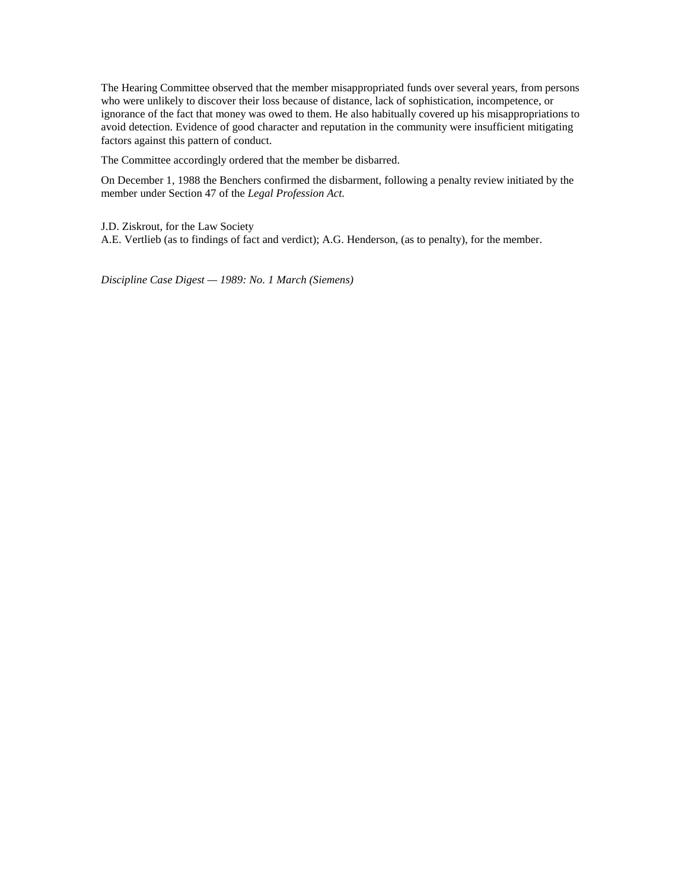The Hearing Committee observed that the member misappropriated funds over several years, from persons who were unlikely to discover their loss because of distance, lack of sophistication, incompetence, or ignorance of the fact that money was owed to them. He also habitually covered up his misappropriations to avoid detection. Evidence of good character and reputation in the community were insufficient mitigating factors against this pattern of conduct.

The Committee accordingly ordered that the member be disbarred.

On December 1, 1988 the Benchers confirmed the disbarment, following a penalty review initiated by the member under Section 47 of the *Legal Profession Act.*

J.D. Ziskrout, for the Law Society
A.E. Vertlieb (as to findings of fact and verdict); A.G. Henderson, (as to penalty), for the member.

*Discipline Case Digest — 1989: No. 1 March (Siemens)*